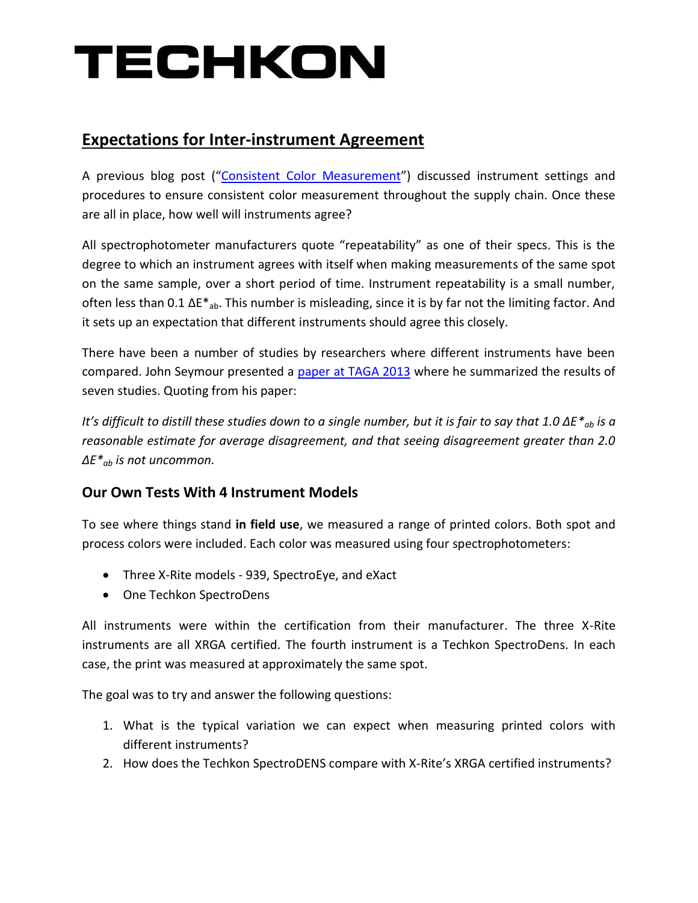# TECHKON

## Expectations for Inter-instrument Agreement

A previous blog post ("Consistent Color Measurement") discussed instrument settings and procedures to ensure consistent color measurement throughout the supply chain. Once these are all in place, how well will instruments agree?

All spectrophotometer manufacturers quote "repeatability" as one of their specs. This is the degree to which an instrument agrees with itself when making measurements of the same spot on the same sample, over a short period of time. Instrument repeatability is a small number, often less than 0.1 $\Delta E^*_{ab}$. This number is misleading, since it is by far not the limiting factor. And it sets up an expectation that different instruments should agree this closely.

There have been a number of studies by researchers where different instruments have been compared. John Seymour presented a paper at TAGA 2013 where he summarized the results of seven studies. Quoting from his paper:

*It's difficult to distill these studies down to a single number, but it is fair to say that 1.0 $\Delta E^*_{ab}$ is a reasonable estimate for average disagreement, and that seeing disagreement greater than 2.0 $\Delta E^*_{ab}$ is not uncommon.*

### Our Own Tests With 4 Instrument Models

To see where things stand **in field use**, we measured a range of printed colors. Both spot and process colors were included. Each color was measured using four spectrophotometers:

- Three X-Rite models - 939, SpectroEye, and eXact
- One Techkon SpectroDens

All instruments were within the certification from their manufacturer. The three X-Rite instruments are all XRGA certified. The fourth instrument is a Techkon SpectroDens. In each case, the print was measured at approximately the same spot.

The goal was to try and answer the following questions:

1. What is the typical variation we can expect when measuring printed colors with different instruments?
2. How does the Techkon SpectroDENS compare with X-Rite's XRGA certified instruments?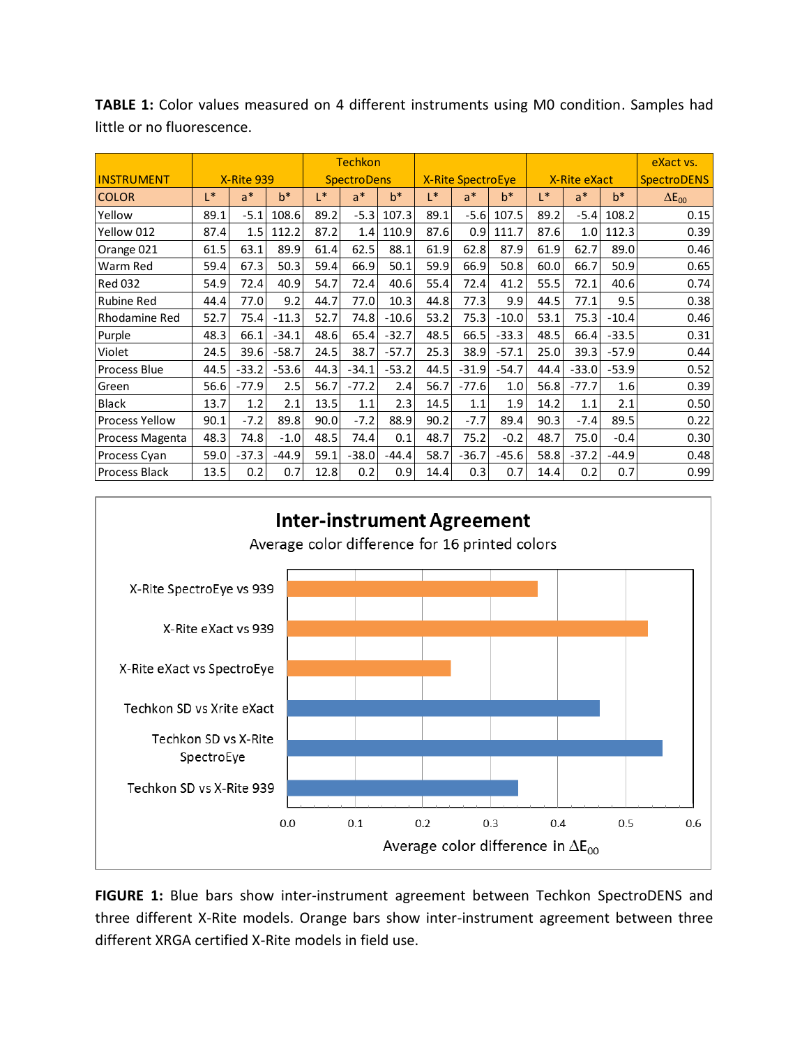**TABLE 1:** Color values measured on 4 different instruments using M0 condition. Samples had little or no fluorescence.

| INSTRUMENT | X-Rite 939 | | | Techkon SpectroDens | | | X-Rite SpectroEye | | | X-Rite eXact | | | eXact vs. SpectroDENS |
|---|---|---|---|---|---|---|---|---|---|---|---|---|---|
| COLOR | L* | a* | b* | L* | a* | b* | L* | a* | b* | L* | a* | b* | $\Delta E_{00}$ |
| Yellow | 89.1 | -5.1 | 108.6 | 89.2 | -5.3 | 107.3 | 89.1 | -5.6 | 107.5 | 89.2 | -5.4 | 108.2 | 0.15 |
| Yellow 012 | 87.4 | 1.5 | 112.2 | 87.2 | 1.4 | 110.9 | 87.6 | 0.9 | 111.7 | 87.6 | 1.0 | 112.3 | 0.39 |
| Orange 021 | 61.5 | 63.1 | 89.9 | 61.4 | 62.5 | 88.1 | 61.9 | 62.8 | 87.9 | 61.9 | 62.7 | 89.0 | 0.46 |
| Warm Red | 59.4 | 67.3 | 50.3 | 59.4 | 66.9 | 50.1 | 59.9 | 66.9 | 50.8 | 60.0 | 66.7 | 50.9 | 0.65 |
| Red 032 | 54.9 | 72.4 | 40.9 | 54.7 | 72.4 | 40.6 | 55.4 | 72.4 | 41.2 | 55.5 | 72.1 | 40.6 | 0.74 |
| Rubine Red | 44.4 | 77.0 | 9.2 | 44.7 | 77.0 | 10.3 | 44.8 | 77.3 | 9.9 | 44.5 | 77.1 | 9.5 | 0.38 |
| Rhodamine Red | 52.7 | 75.4 | -11.3 | 52.7 | 74.8 | -10.6 | 53.2 | 75.3 | -10.0 | 53.1 | 75.3 | -10.4 | 0.46 |
| Purple | 48.3 | 66.1 | -34.1 | 48.6 | 65.4 | -32.7 | 48.5 | 66.5 | -33.3 | 48.5 | 66.4 | -33.5 | 0.31 |
| Violet | 24.5 | 39.6 | -58.7 | 24.5 | 38.7 | -57.7 | 25.3 | 38.9 | -57.1 | 25.0 | 39.3 | -57.9 | 0.44 |
| Process Blue | 44.5 | -33.2 | -53.6 | 44.3 | -34.1 | -53.2 | 44.5 | -31.9 | -54.7 | 44.4 | -33.0 | -53.9 | 0.52 |
| Green | 56.6 | -77.9 | 2.5 | 56.7 | -77.2 | 2.4 | 56.7 | -77.6 | 1.0 | 56.8 | -77.7 | 1.6 | 0.39 |
| Black | 13.7 | 1.2 | 2.1 | 13.5 | 1.1 | 2.3 | 14.5 | 1.1 | 1.9 | 14.2 | 1.1 | 2.1 | 0.50 |
| Process Yellow | 90.1 | -7.2 | 89.8 | 90.0 | -7.2 | 88.9 | 90.2 | -7.7 | 89.4 | 90.3 | -7.4 | 89.5 | 0.22 |
| Process Magenta | 48.3 | 74.8 | -1.0 | 48.5 | 74.4 | 0.1 | 48.7 | 75.2 | -0.2 | 48.7 | 75.0 | -0.4 | 0.30 |
| Process Cyan | 59.0 | -37.3 | -44.9 | 59.1 | -38.0 | -44.4 | 58.7 | -36.7 | -45.6 | 58.8 | -37.2 | -44.9 | 0.48 |
| Process Black | 13.5 | 0.2 | 0.7 | 12.8 | 0.2 | 0.9 | 14.4 | 0.3 | 0.7 | 14.4 | 0.2 | 0.7 | 0.99 |

**FIGURE 1:** Blue bars show inter-instrument agreement between Techkon SpectroDENS and three different X-Rite models. Orange bars show inter-instrument agreement between three different XRGA certified X-Rite models in field use.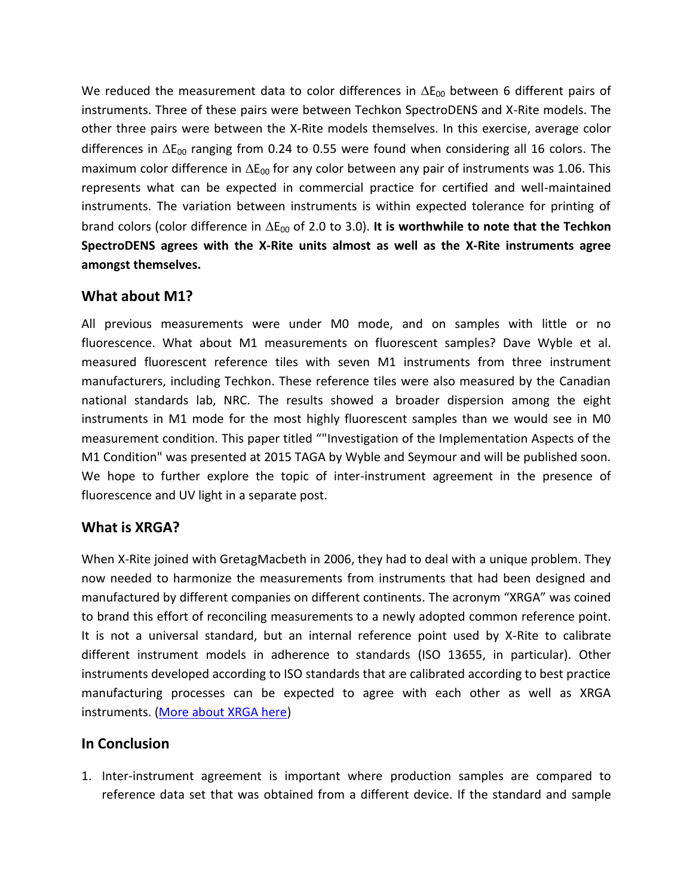We reduced the measurement data to color differences in $\Delta E_{00}$ between 6 different pairs of instruments. Three of these pairs were between Techkon SpectroDENS and X-Rite models. The other three pairs were between the X-Rite models themselves. In this exercise, average color differences in $\Delta E_{00}$ ranging from 0.24 to 0.55 were found when considering all 16 colors. The maximum color difference in $\Delta E_{00}$ for any color between any pair of instruments was 1.06. This represents what can be expected in commercial practice for certified and well-maintained instruments. The variation between instruments is within expected tolerance for printing of brand colors (color difference in $\Delta E_{00}$ of 2.0 to 3.0). **It is worthwhile to note that the Techkon SpectroDENS agrees with the X-Rite units almost as well as the X-Rite instruments agree amongst themselves.**

## What about M1?

All previous measurements were under M0 mode, and on samples with little or no fluorescence. What about M1 measurements on fluorescent samples? Dave Wyble et al. measured fluorescent reference tiles with seven M1 instruments from three instrument manufacturers, including Techkon. These reference tiles were also measured by the Canadian national standards lab, NRC. The results showed a broader dispersion among the eight instruments in M1 mode for the most highly fluorescent samples than we would see in M0 measurement condition. This paper titled “"Investigation of the Implementation Aspects of the M1 Condition" was presented at 2015 TAGA by Wyble and Seymour and will be published soon. We hope to further explore the topic of inter-instrument agreement in the presence of fluorescence and UV light in a separate post.

## What is XRGA?

When X-Rite joined with GretagMacbeth in 2006, they had to deal with a unique problem. They now needed to harmonize the measurements from instruments that had been designed and manufactured by different companies on different continents. The acronym “XRGA” was coined to brand this effort of reconciling measurements to a newly adopted common reference point. It is not a universal standard, but an internal reference point used by X-Rite to calibrate different instrument models in adherence to standards (ISO 13655, in particular). Other instruments developed according to ISO standards that are calibrated according to best practice manufacturing processes can be expected to agree with each other as well as XRGA instruments. (More about XRGA here)

## In Conclusion

1. Inter-instrument agreement is important where production samples are compared to reference data set that was obtained from a different device. If the standard and sample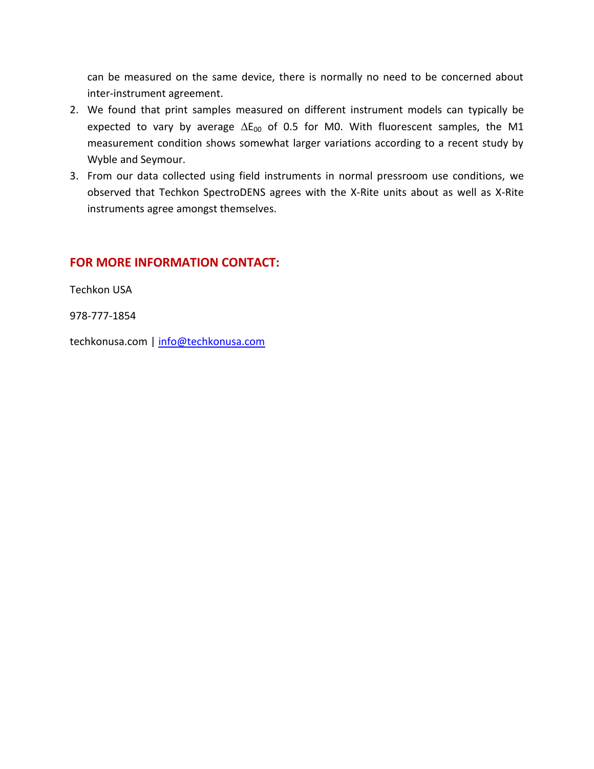can be measured on the same device, there is normally no need to be concerned about inter-instrument agreement.

2. We found that print samples measured on different instrument models can typically be expected to vary by average $\Delta E_{00}$ of 0.5 for M0. With fluorescent samples, the M1 measurement condition shows somewhat larger variations according to a recent study by Wyble and Seymour.
3. From our data collected using field instruments in normal pressroom use conditions, we observed that Techkon SpectroDENS agrees with the X-Rite units about as well as X-Rite instruments agree amongst themselves.

## FOR MORE INFORMATION CONTACT:

Techkon USA

978-777-1854

techkonusa.com | info@techkonusa.com